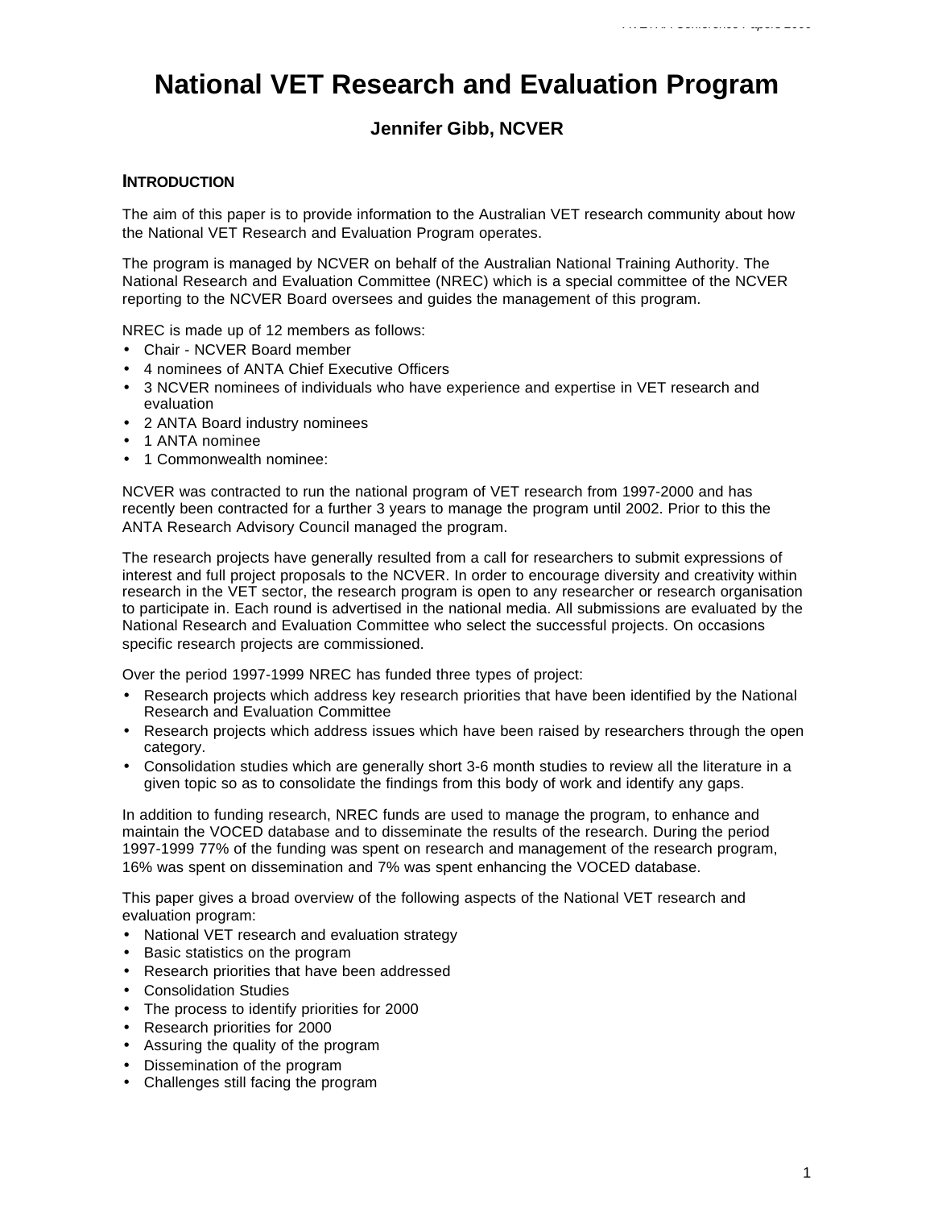# National VET Research and Evaluation Program

### Jennifer Gibb, NCVER

## INTRODUCTION

The aim of this paper is to provide information to the Australian VET research community about how the National VET Research and Evaluation Program operates.

The program is managed by NCVER on behalf of the Australian National Training Authority. The National Research and Evaluation Committee (NREC) which is a special committee of the NCVER reporting to the NCVER Board oversees and guides the management of this program.

NREC is made up of 12 members as follows:

- Chair - NCVER Board member
- 4 nominees of ANTA Chief Executive Officers
- 3 NCVER nominees of individuals who have experience and expertise in VET research and evaluation
- 2 ANTA Board industry nominees
- 1 ANTA nominee
- 1 Commonwealth nominee:

NCVER was contracted to run the national program of VET research from 1997-2000 and has recently been contracted for a further 3 years to manage the program until 2002. Prior to this the ANTA Research Advisory Council managed the program.

The research projects have generally resulted from a call for researchers to submit expressions of interest and full project proposals to the NCVER. In order to encourage diversity and creativity within research in the VET sector, the research program is open to any researcher or research organisation to participate in. Each round is advertised in the national media. All submissions are evaluated by the National Research and Evaluation Committee who select the successful projects. On occasions specific research projects are commissioned.

Over the period 1997-1999 NREC has funded three types of project:

- Research projects which address key research priorities that have been identified by the National Research and Evaluation Committee
- Research projects which address issues which have been raised by researchers through the open category.
- Consolidation studies which are generally short 3-6 month studies to review all the literature in a given topic so as to consolidate the findings from this body of work and identify any gaps.

In addition to funding research, NREC funds are used to manage the program, to enhance and maintain the VOCED database and to disseminate the results of the research. During the period 1997-1999 77% of the funding was spent on research and management of the research program, 16% was spent on dissemination and 7% was spent enhancing the VOCED database.

This paper gives a broad overview of the following aspects of the National VET research and evaluation program:

- National VET research and evaluation strategy
- Basic statistics on the program
- Research priorities that have been addressed
- Consolidation Studies
- The process to identify priorities for 2000
- Research priorities for 2000
- Assuring the quality of the program
- Dissemination of the program
- Challenges still facing the program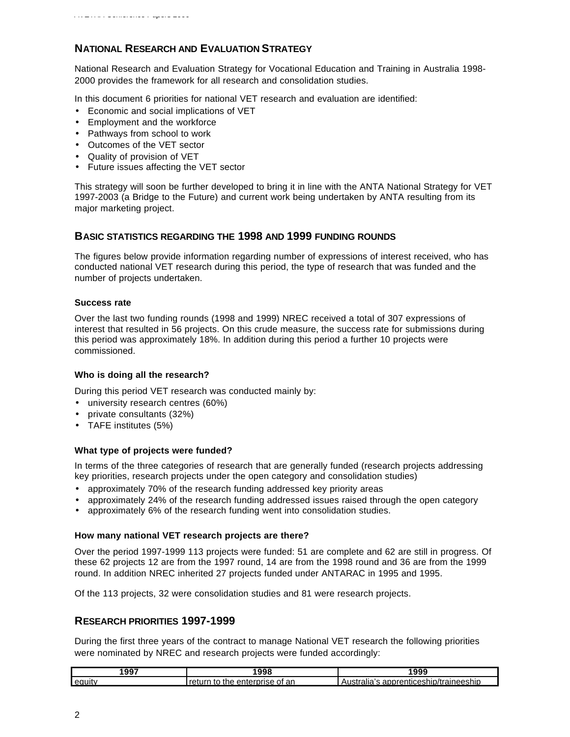## NATIONAL RESEARCH AND EVALUATION STRATEGY

National Research and Evaluation Strategy for Vocational Education and Training in Australia 1998-2000 provides the framework for all research and consolidation studies.

In this document 6 priorities for national VET research and evaluation are identified:

- Economic and social implications of VET
- Employment and the workforce
- Pathways from school to work
- Outcomes of the VET sector
- Quality of provision of VET
- Future issues affecting the VET sector

This strategy will soon be further developed to bring it in line with the ANTA National Strategy for VET 1997-2003 (a Bridge to the Future) and current work being undertaken by ANTA resulting from its major marketing project.

## BASIC STATISTICS REGARDING THE 1998 AND 1999 FUNDING ROUNDS

The figures below provide information regarding number of expressions of interest received, who has conducted national VET research during this period, the type of research that was funded and the number of projects undertaken.

### Success rate

Over the last two funding rounds (1998 and 1999) NREC received a total of 307 expressions of interest that resulted in 56 projects. On this crude measure, the success rate for submissions during this period was approximately 18%. In addition during this period a further 10 projects were commissioned.

### Who is doing all the research?

During this period VET research was conducted mainly by:

- university research centres (60%)
- private consultants (32%)
- TAFE institutes (5%)

### What type of projects were funded?

In terms of the three categories of research that are generally funded (research projects addressing key priorities, research projects under the open category and consolidation studies)

- approximately 70% of the research funding addressed key priority areas
- approximately 24% of the research funding addressed issues raised through the open category
- approximately 6% of the research funding went into consolidation studies.

### How many national VET research projects are there?

Over the period 1997-1999 113 projects were funded: 51 are complete and 62 are still in progress. Of these 62 projects 12 are from the 1997 round, 14 are from the 1998 round and 36 are from the 1999 round. In addition NREC inherited 27 projects funded under ANTARAC in 1995 and 1995.

Of the 113 projects, 32 were consolidation studies and 81 were research projects.

## RESEARCH PRIORITIES 1997-1999

During the first three years of the contract to manage National VET research the following priorities were nominated by NREC and research projects were funded accordingly:

| 1997 | 1998 | 1999 |
|---|---|---|
| equity | return to the enterprise of an | Australia's apprenticeship/traineeship |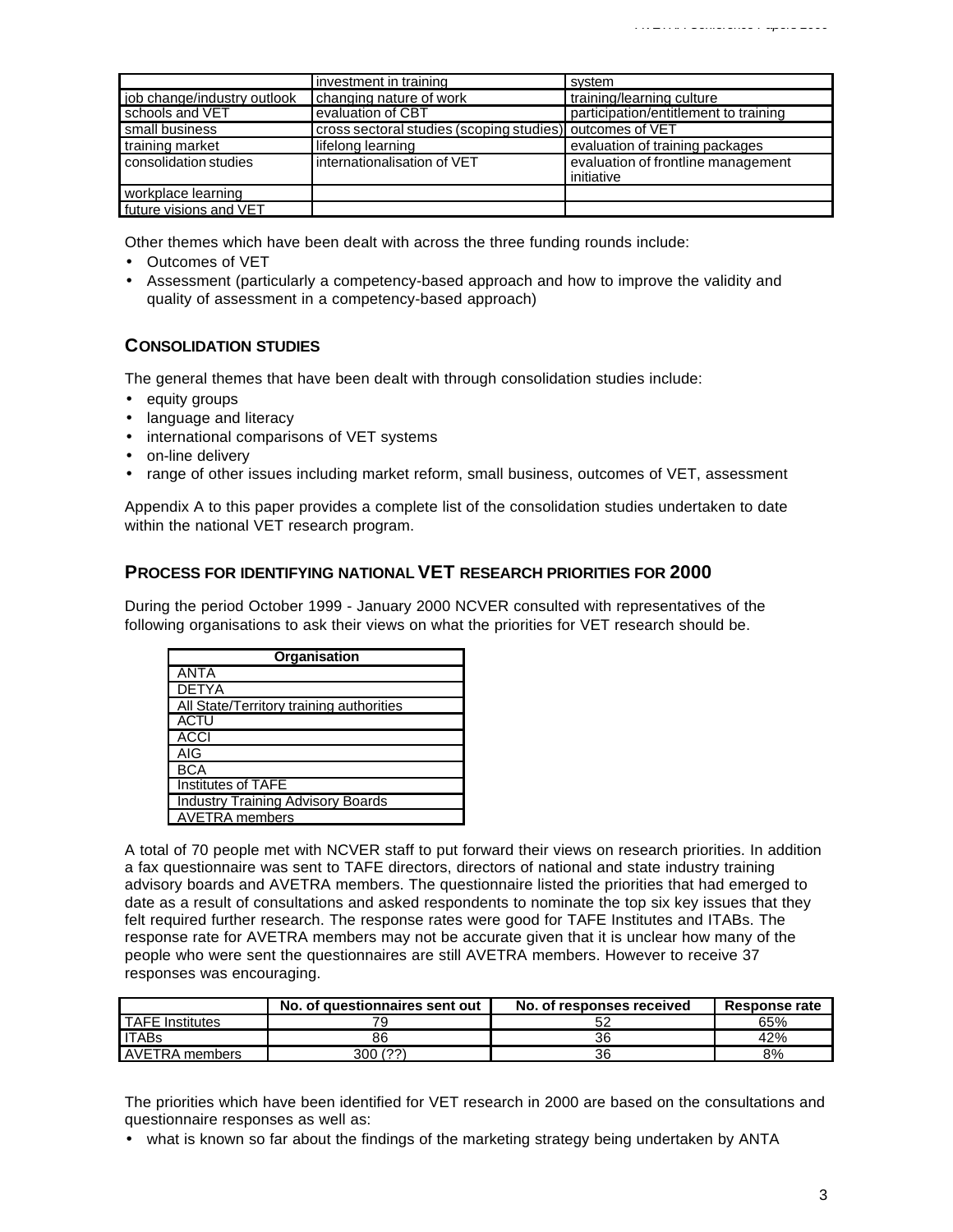|  | investment in training | system |
| --- | --- | --- |
| job change/industry outlook | changing nature of work | training/learning culture |
| schools and VET | evaluation of CBT | participation/entitlement to training |
| small business | cross sectoral studies (scoping studies) | outcomes of VET |
| training market | lifelong learning | evaluation of training packages |
| consolidation studies | internationalisation of VET | evaluation of frontline management initiative |
| workplace learning |  |  |
| future visions and VET |  |  |

Other themes which have been dealt with across the three funding rounds include:

- Outcomes of VET
- Assessment (particularly a competency-based approach and how to improve the validity and quality of assessment in a competency-based approach)

## CONSOLIDATION STUDIES

The general themes that have been dealt with through consolidation studies include:

- equity groups
- language and literacy
- international comparisons of VET systems
- on-line delivery
- range of other issues including market reform, small business, outcomes of VET, assessment

Appendix A to this paper provides a complete list of the consolidation studies undertaken to date within the national VET research program.

## PROCESS FOR IDENTIFYING NATIONAL VET RESEARCH PRIORITIES FOR 2000

During the period October 1999 - January 2000 NCVER consulted with representatives of the following organisations to ask their views on what the priorities for VET research should be.

| Organisation |
| --- |
| ANTA |
| DETYA |
| All State/Territory training authorities |
| ACTU |
| ACCI |
| AIG |
| BCA |
| Institutes of TAFE |
| Industry Training Advisory Boards |
| AVETRA members |

A total of 70 people met with NCVER staff to put forward their views on research priorities. In addition a fax questionnaire was sent to TAFE directors, directors of national and state industry training advisory boards and AVETRA members. The questionnaire listed the priorities that had emerged to date as a result of consultations and asked respondents to nominate the top six key issues that they felt required further research. The response rates were good for TAFE Institutes and ITABs. The response rate for AVETRA members may not be accurate given that it is unclear how many of the people who were sent the questionnaires are still AVETRA members. However to receive 37 responses was encouraging.

|  | No. of questionnaires sent out | No. of responses received | Response rate |
| --- | --- | --- | --- |
| TAFE Institutes | 79 | 52 | 65% |
| ITABs | 86 | 36 | 42% |
| AVETRA members | 300 (??) | 36 | 8% |

The priorities which have been identified for VET research in 2000 are based on the consultations and questionnaire responses as well as:

- what is known so far about the findings of the marketing strategy being undertaken by ANTA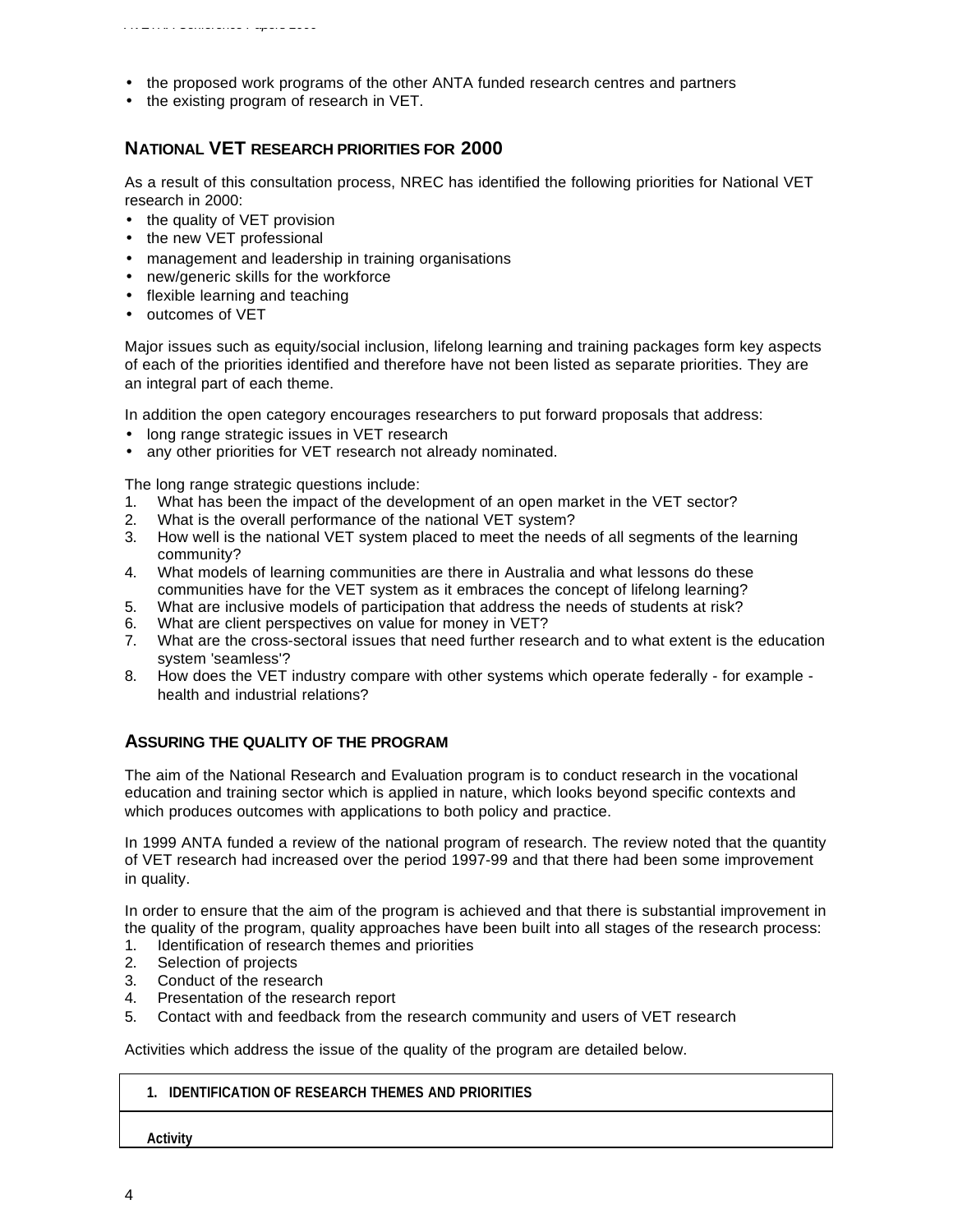- the proposed work programs of the other ANTA funded research centres and partners
- the existing program of research in VET.

## NATIONAL VET RESEARCH PRIORITIES FOR 2000

As a result of this consultation process, NREC has identified the following priorities for National VET research in 2000:

- the quality of VET provision
- the new VET professional
- management and leadership in training organisations
- new/generic skills for the workforce
- flexible learning and teaching
- outcomes of VET

Major issues such as equity/social inclusion, lifelong learning and training packages form key aspects of each of the priorities identified and therefore have not been listed as separate priorities. They are an integral part of each theme.

In addition the open category encourages researchers to put forward proposals that address:

- long range strategic issues in VET research
- any other priorities for VET research not already nominated.

The long range strategic questions include:

1. What has been the impact of the development of an open market in the VET sector?
2. What is the overall performance of the national VET system?
3. How well is the national VET system placed to meet the needs of all segments of the learning community?
4. What models of learning communities are there in Australia and what lessons do these communities have for the VET system as it embraces the concept of lifelong learning?
5. What are inclusive models of participation that address the needs of students at risk?
6. What are client perspectives on value for money in VET?
7. What are the cross-sectoral issues that need further research and to what extent is the education system 'seamless'?
8. How does the VET industry compare with other systems which operate federally - for example - health and industrial relations?

## ASSURING THE QUALITY OF THE PROGRAM

The aim of the National Research and Evaluation program is to conduct research in the vocational education and training sector which is applied in nature, which looks beyond specific contexts and which produces outcomes with applications to both policy and practice.

In 1999 ANTA funded a review of the national program of research. The review noted that the quantity of VET research had increased over the period 1997-99 and that there had been some improvement in quality.

In order to ensure that the aim of the program is achieved and that there is substantial improvement in the quality of the program, quality approaches have been built into all stages of the research process:

1. Identification of research themes and priorities
2. Selection of projects
3. Conduct of the research
4. Presentation of the research report
5. Contact with and feedback from the research community and users of VET research

Activities which address the issue of the quality of the program are detailed below.

| 1. IDENTIFICATION OF RESEARCH THEMES AND PRIORITIES |
|---|
| **Activity** |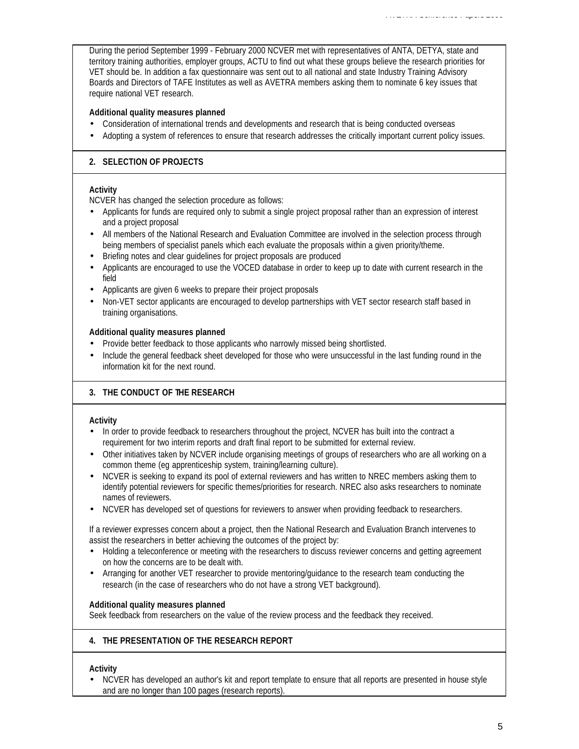During the period September 1999 - February 2000 NCVER met with representatives of ANTA, DETYA, state and territory training authorities, employer groups, ACTU to find out what these groups believe the research priorities for VET should be. In addition a fax questionnaire was sent out to all national and state Industry Training Advisory Boards and Directors of TAFE Institutes as well as AVETRA members asking them to nominate 6 key issues that require national VET research.

**Additional quality measures planned**

- Consideration of international trends and developments and research that is being conducted overseas
- Adopting a system of references to ensure that research addresses the critically important current policy issues.

## 2. SELECTION OF PROJECTS

**Activity**

NCVER has changed the selection procedure as follows:

- Applicants for funds are required only to submit a single project proposal rather than an expression of interest and a project proposal
- All members of the National Research and Evaluation Committee are involved in the selection process through being members of specialist panels which each evaluate the proposals within a given priority/theme.
- Briefing notes and clear guidelines for project proposals are produced
- Applicants are encouraged to use the VOCED database in order to keep up to date with current research in the field
- Applicants are given 6 weeks to prepare their project proposals
- Non-VET sector applicants are encouraged to develop partnerships with VET sector research staff based in training organisations.

**Additional quality measures planned**

- Provide better feedback to those applicants who narrowly missed being shortlisted.
- Include the general feedback sheet developed for those who were unsuccessful in the last funding round in the information kit for the next round.

## 3. THE CONDUCT OF THE RESEARCH

**Activity**

- In order to provide feedback to researchers throughout the project, NCVER has built into the contract a requirement for two interim reports and draft final report to be submitted for external review.
- Other initiatives taken by NCVER include organising meetings of groups of researchers who are all working on a common theme (eg apprenticeship system, training/learning culture).
- NCVER is seeking to expand its pool of external reviewers and has written to NREC members asking them to identify potential reviewers for specific themes/priorities for research. NREC also asks researchers to nominate names of reviewers.
- NCVER has developed set of questions for reviewers to answer when providing feedback to researchers.

If a reviewer expresses concern about a project, then the National Research and Evaluation Branch intervenes to assist the researchers in better achieving the outcomes of the project by:

- Holding a teleconference or meeting with the researchers to discuss reviewer concerns and getting agreement on how the concerns are to be dealt with.
- Arranging for another VET researcher to provide mentoring/guidance to the research team conducting the research (in the case of researchers who do not have a strong VET background).

**Additional quality measures planned**

Seek feedback from researchers on the value of the review process and the feedback they received.

## 4. THE PRESENTATION OF THE RESEARCH REPORT

**Activity**

- NCVER has developed an author's kit and report template to ensure that all reports are presented in house style and are no longer than 100 pages (research reports).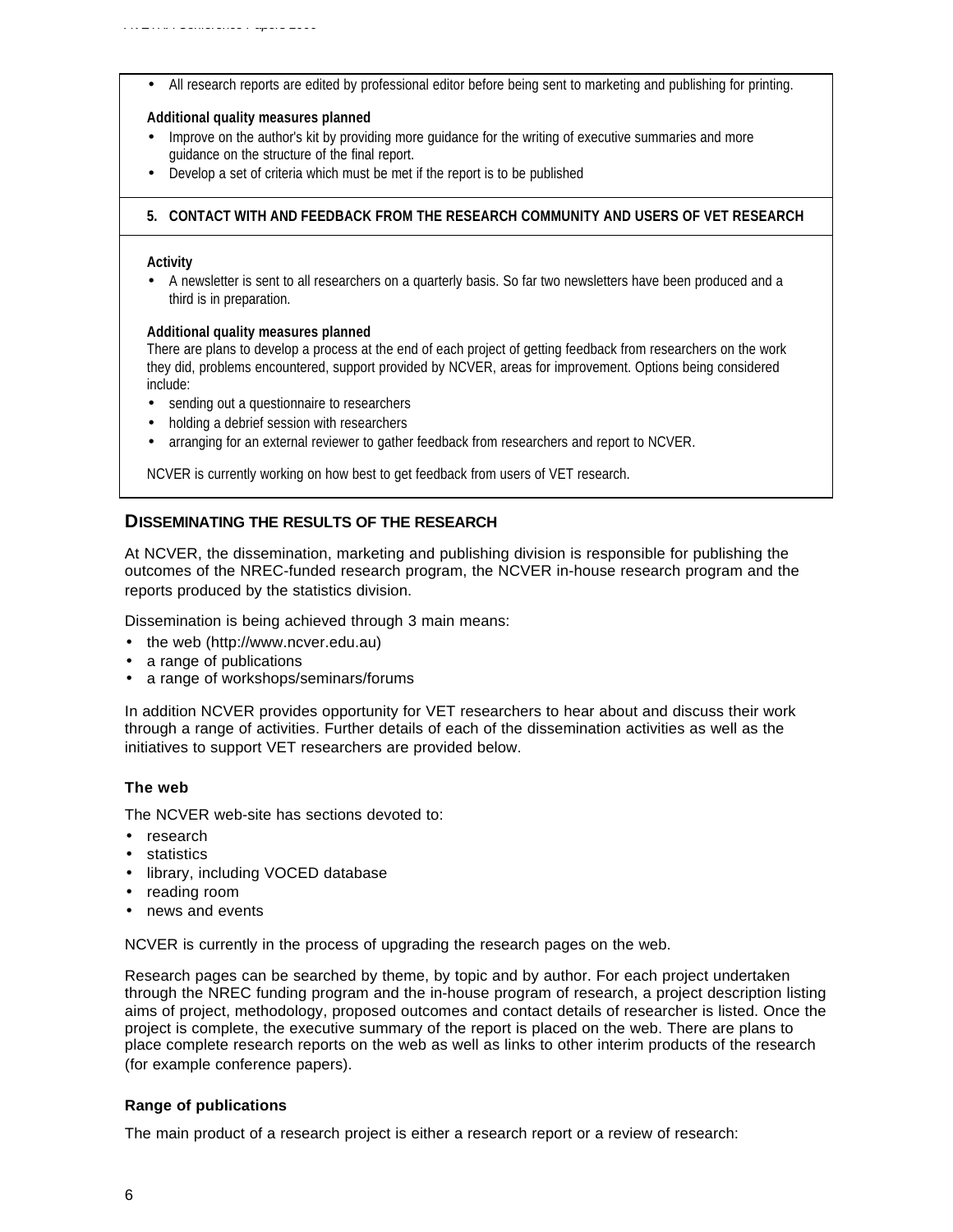- All research reports are edited by professional editor before being sent to marketing and publishing for printing.

**Additional quality measures planned**

- Improve on the author's kit by providing more guidance for the writing of executive summaries and more guidance on the structure of the final report.
- Develop a set of criteria which must be met if the report is to be published

**5. CONTACT WITH AND FEEDBACK FROM THE RESEARCH COMMUNITY AND USERS OF VET RESEARCH**

**Activity**

- A newsletter is sent to all researchers on a quarterly basis. So far two newsletters have been produced and a third is in preparation.

**Additional quality measures planned**

There are plans to develop a process at the end of each project of getting feedback from researchers on the work they did, problems encountered, support provided by NCVER, areas for improvement. Options being considered include:

- sending out a questionnaire to researchers
- holding a debrief session with researchers
- arranging for an external reviewer to gather feedback from researchers and report to NCVER.

NCVER is currently working on how best to get feedback from users of VET research.

## DISSEMINATING THE RESULTS OF THE RESEARCH

At NCVER, the dissemination, marketing and publishing division is responsible for publishing the outcomes of the NREC-funded research program, the NCVER in-house research program and the reports produced by the statistics division.

Dissemination is being achieved through 3 main means:

- the web (http://www.ncver.edu.au)
- a range of publications
- a range of workshops/seminars/forums

In addition NCVER provides opportunity for VET researchers to hear about and discuss their work through a range of activities. Further details of each of the dissemination activities as well as the initiatives to support VET researchers are provided below.

### The web

The NCVER web-site has sections devoted to:

- research
- statistics
- library, including VOCED database
- reading room
- news and events

NCVER is currently in the process of upgrading the research pages on the web.

Research pages can be searched by theme, by topic and by author. For each project undertaken through the NREC funding program and the in-house program of research, a project description listing aims of project, methodology, proposed outcomes and contact details of researcher is listed. Once the project is complete, the executive summary of the report is placed on the web. There are plans to place complete research reports on the web as well as links to other interim products of the research (for example conference papers).

### Range of publications

The main product of a research project is either a research report or a review of research: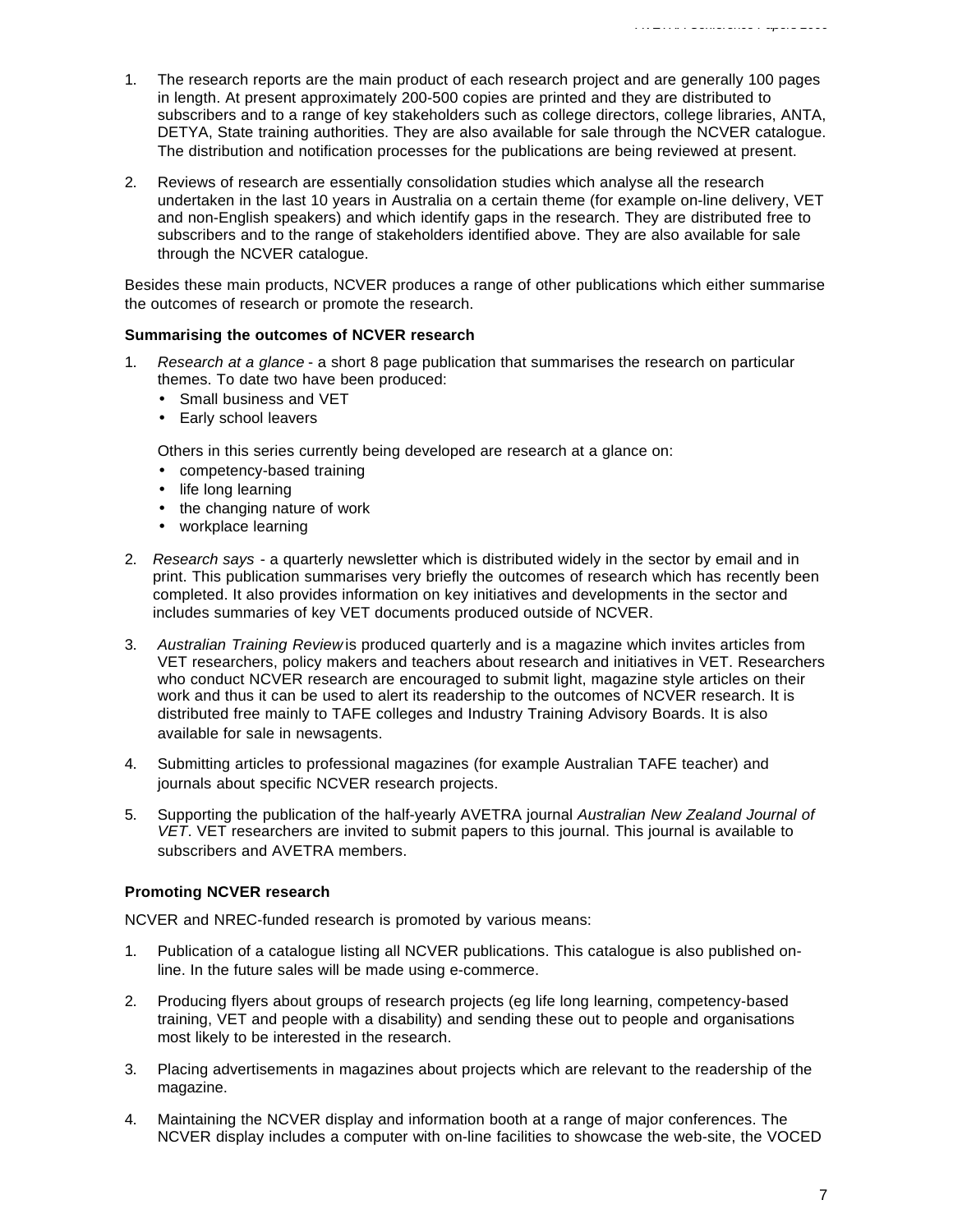1. The research reports are the main product of each research project and are generally 100 pages in length. At present approximately 200-500 copies are printed and they are distributed to subscribers and to a range of key stakeholders such as college directors, college libraries, ANTA, DETYA, State training authorities. They are also available for sale through the NCVER catalogue. The distribution and notification processes for the publications are being reviewed at present.

2. Reviews of research are essentially consolidation studies which analyse all the research undertaken in the last 10 years in Australia on a certain theme (for example on-line delivery, VET and non-English speakers) and which identify gaps in the research. They are distributed free to subscribers and to the range of stakeholders identified above. They are also available for sale through the NCVER catalogue.

Besides these main products, NCVER produces a range of other publications which either summarise the outcomes of research or promote the research.

**Summarising the outcomes of NCVER research**

1. *Research at a glance* - a short 8 page publication that summarises the research on particular themes. To date two have been produced:
   - Small business and VET
   - Early school leavers

   Others in this series currently being developed are research at a glance on:
   - competency-based training
   - life long learning
   - the changing nature of work
   - workplace learning

2. *Research says* - a quarterly newsletter which is distributed widely in the sector by email and in print. This publication summarises very briefly the outcomes of research which has recently been completed. It also provides information on key initiatives and developments in the sector and includes summaries of key VET documents produced outside of NCVER.

3. *Australian Training Review* is produced quarterly and is a magazine which invites articles from VET researchers, policy makers and teachers about research and initiatives in VET. Researchers who conduct NCVER research are encouraged to submit light, magazine style articles on their work and thus it can be used to alert its readership to the outcomes of NCVER research. It is distributed free mainly to TAFE colleges and Industry Training Advisory Boards. It is also available for sale in newsagents.

4. Submitting articles to professional magazines (for example Australian TAFE teacher) and journals about specific NCVER research projects.

5. Supporting the publication of the half-yearly AVETRA journal *Australian New Zealand Journal of VET*. VET researchers are invited to submit papers to this journal. This journal is available to subscribers and AVETRA members.

**Promoting NCVER research**

NCVER and NREC-funded research is promoted by various means:

1. Publication of a catalogue listing all NCVER publications. This catalogue is also published on-line. In the future sales will be made using e-commerce.

2. Producing flyers about groups of research projects (eg life long learning, competency-based training, VET and people with a disability) and sending these out to people and organisations most likely to be interested in the research.

3. Placing advertisements in magazines about projects which are relevant to the readership of the magazine.

4. Maintaining the NCVER display and information booth at a range of major conferences. The NCVER display includes a computer with on-line facilities to showcase the web-site, the VOCED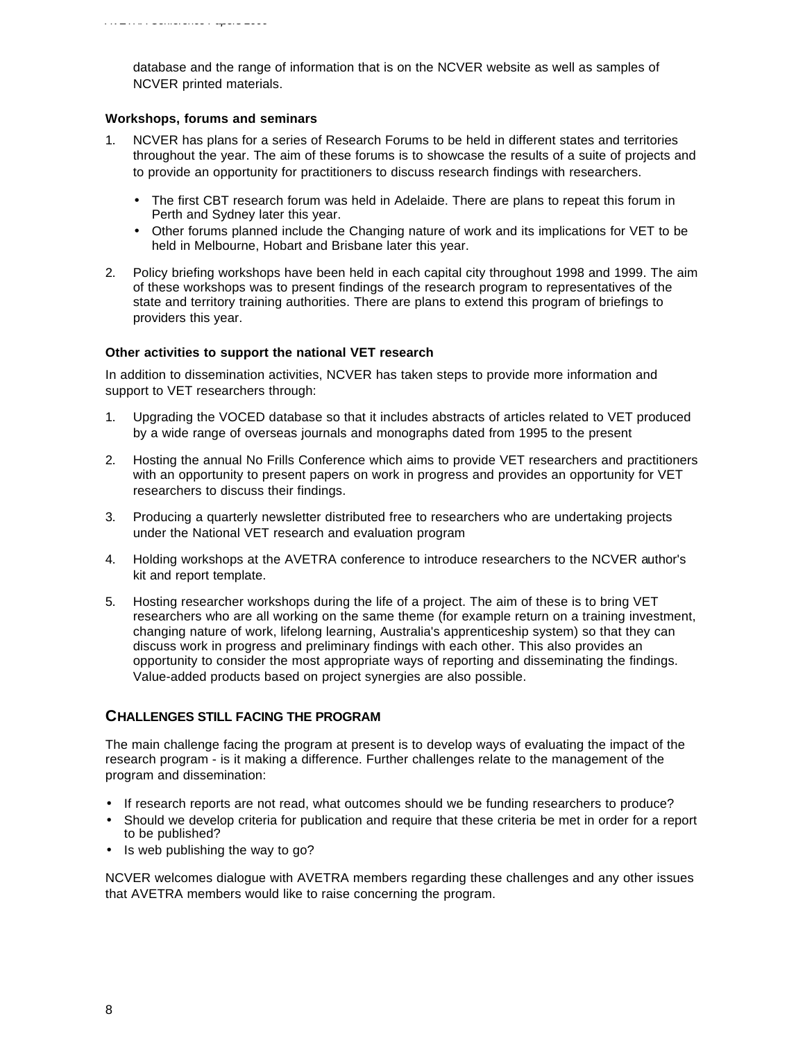database and the range of information that is on the NCVER website as well as samples of NCVER printed materials.

**Workshops, forums and seminars**

1. NCVER has plans for a series of Research Forums to be held in different states and territories throughout the year. The aim of these forums is to showcase the results of a suite of projects and to provide an opportunity for practitioners to discuss research findings with researchers.
    - The first CBT research forum was held in Adelaide. There are plans to repeat this forum in Perth and Sydney later this year.
    - Other forums planned include the Changing nature of work and its implications for VET to be held in Melbourne, Hobart and Brisbane later this year.
2. Policy briefing workshops have been held in each capital city throughout 1998 and 1999. The aim of these workshops was to present findings of the research program to representatives of the state and territory training authorities. There are plans to extend this program of briefings to providers this year.

**Other activities to support the national VET research**

In addition to dissemination activities, NCVER has taken steps to provide more information and support to VET researchers through:

1. Upgrading the VOCED database so that it includes abstracts of articles related to VET produced by a wide range of overseas journals and monographs dated from 1995 to the present
2. Hosting the annual No Frills Conference which aims to provide VET researchers and practitioners with an opportunity to present papers on work in progress and provides an opportunity for VET researchers to discuss their findings.
3. Producing a quarterly newsletter distributed free to researchers who are undertaking projects under the National VET research and evaluation program
4. Holding workshops at the AVETRA conference to introduce researchers to the NCVER author's kit and report template.
5. Hosting researcher workshops during the life of a project. The aim of these is to bring VET researchers who are all working on the same theme (for example return on a training investment, changing nature of work, lifelong learning, Australia's apprenticeship system) so that they can discuss work in progress and preliminary findings with each other. This also provides an opportunity to consider the most appropriate ways of reporting and disseminating the findings. Value-added products based on project synergies are also possible.

## CHALLENGES STILL FACING THE PROGRAM

The main challenge facing the program at present is to develop ways of evaluating the impact of the research program - is it making a difference. Further challenges relate to the management of the program and dissemination:

- If research reports are not read, what outcomes should we be funding researchers to produce?
- Should we develop criteria for publication and require that these criteria be met in order for a report to be published?
- Is web publishing the way to go?

NCVER welcomes dialogue with AVETRA members regarding these challenges and any other issues that AVETRA members would like to raise concerning the program.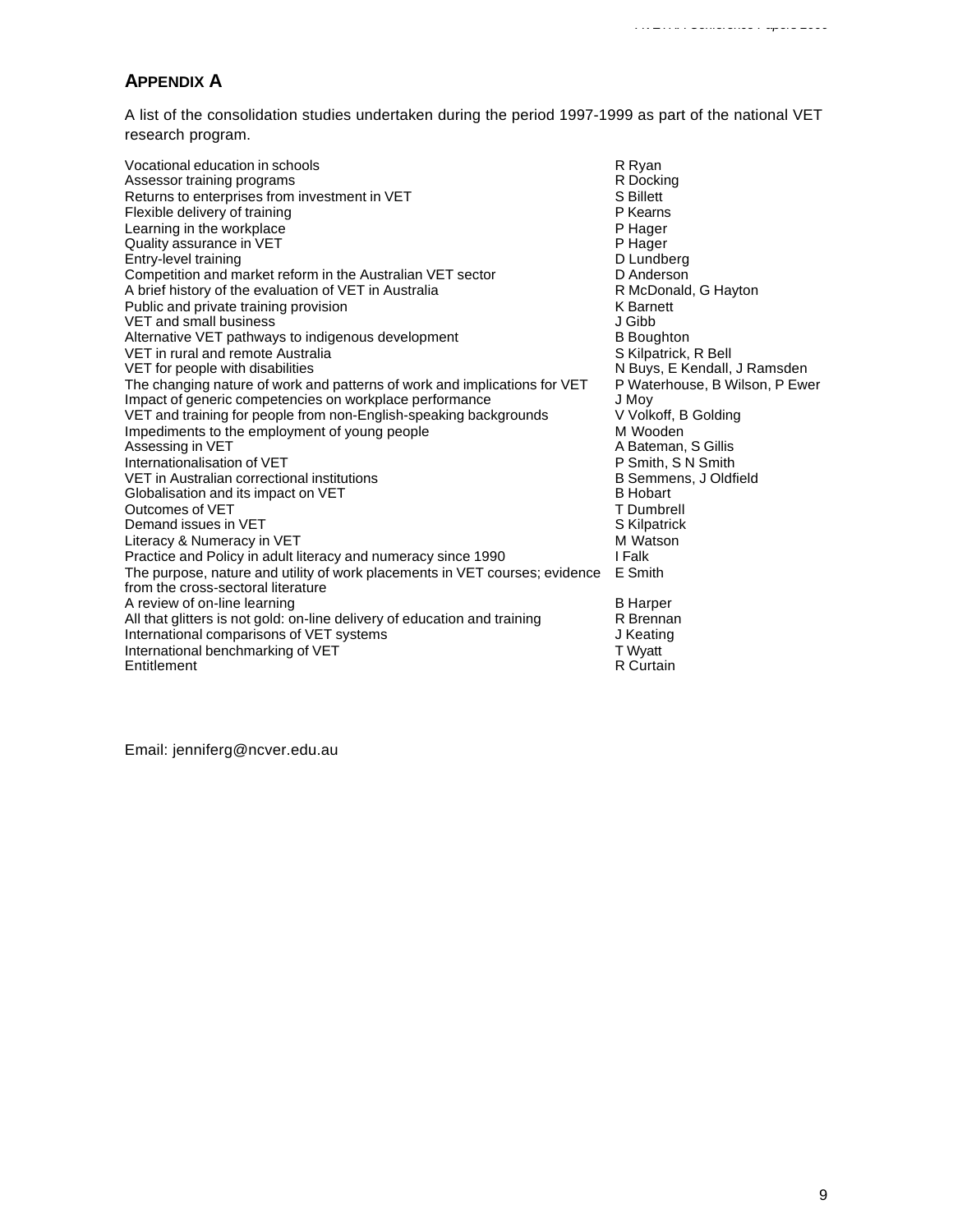## Appendix A

A list of the consolidation studies undertaken during the period 1997-1999 as part of the national VET research program.

| | |
|---|---|
| Vocational education in schools | R Ryan |
| Assessor training programs | R Docking |
| Returns to enterprises from investment in VET | S Billett |
| Flexible delivery of training | P Kearns |
| Learning in the workplace | P Hager |
| Quality assurance in VET | P Hager |
| Entry-level training | D Lundberg |
| Competition and market reform in the Australian VET sector | D Anderson |
| A brief history of the evaluation of VET in Australia | R McDonald, G Hayton |
| Public and private training provision | K Barnett |
| VET and small business | J Gibb |
| Alternative VET pathways to indigenous development | B Boughton |
| VET in rural and remote Australia | S Kilpatrick, R Bell |
| VET for people with disabilities | N Buys, E Kendall, J Ramsden |
| The changing nature of work and patterns of work and implications for VET | P Waterhouse, B Wilson, P Ewer |
| Impact of generic competencies on workplace performance | J Moy |
| VET and training for people from non-English-speaking backgrounds | V Volkoff, B Golding |
| Impediments to the employment of young people | M Wooden |
| Assessing in VET | A Bateman, S Gillis |
| Internationalisation of VET | P Smith, S N Smith |
| VET in Australian correctional institutions | B Semmens, J Oldfield |
| Globalisation and its impact on VET | B Hobart |
| Outcomes of VET | T Dumbrell |
| Demand issues in VET | S Kilpatrick |
| Literacy & Numeracy in VET | M Watson |
| Practice and Policy in adult literacy and numeracy since 1990 | I Falk |
| The purpose, nature and utility of work placements in VET courses; evidence from the cross-sectoral literature | E Smith |
| A review of on-line learning | B Harper |
| All that glitters is not gold: on-line delivery of education and training | R Brennan |
| International comparisons of VET systems | J Keating |
| International benchmarking of VET | T Wyatt |
| Entitlement | R Curtain |

Email: jenniferg@ncver.edu.au